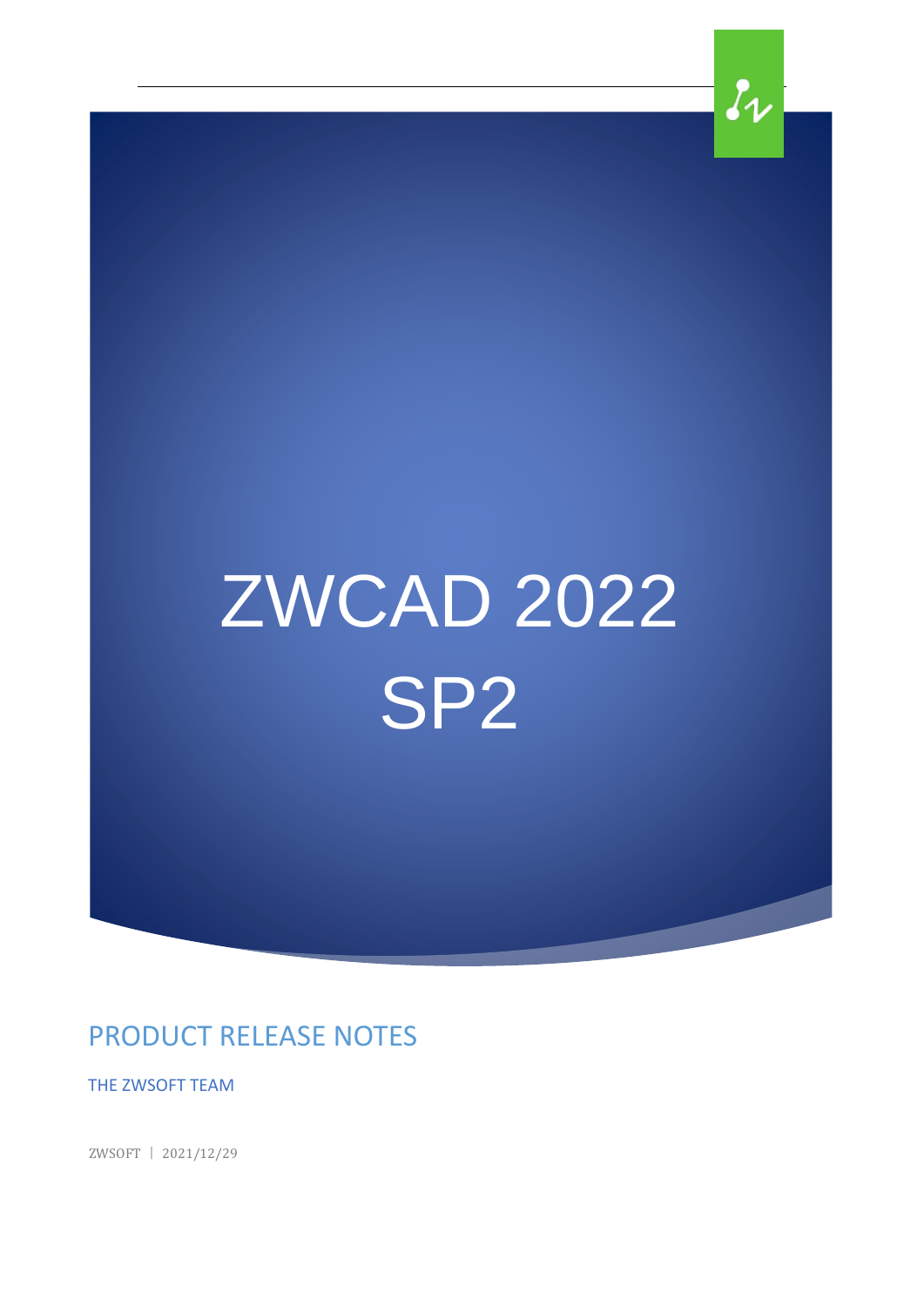# ZWCAD 2022 SP2

## PRODUCT RELEASE NOTES

THE ZWSOFT TEAM

ZWSOFT | 2021/12/29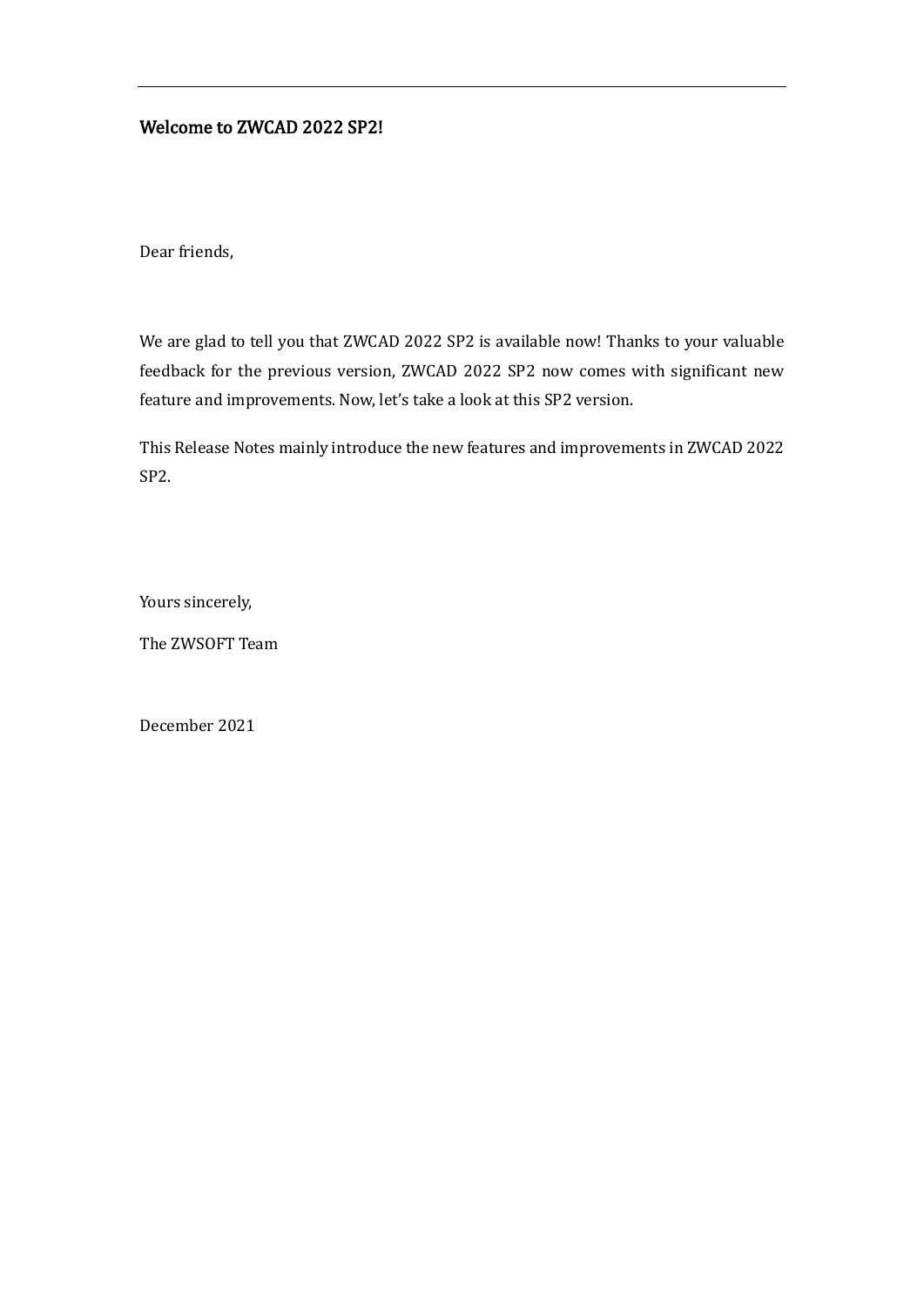## Welcome to ZWCAD 2022 SP2!

Dear friends,

We are glad to tell you that ZWCAD 2022 SP2 is available now! Thanks to your valuable feedback for the previous version, ZWCAD 2022 SP2 now comes with significant new feature and improvements. Now, let's take a look at this SP2 version.

This Release Notes mainly introduce the new features and improvements in ZWCAD 2022 SP2.

Yours sincerely,

The ZWSOFT Team

December 2021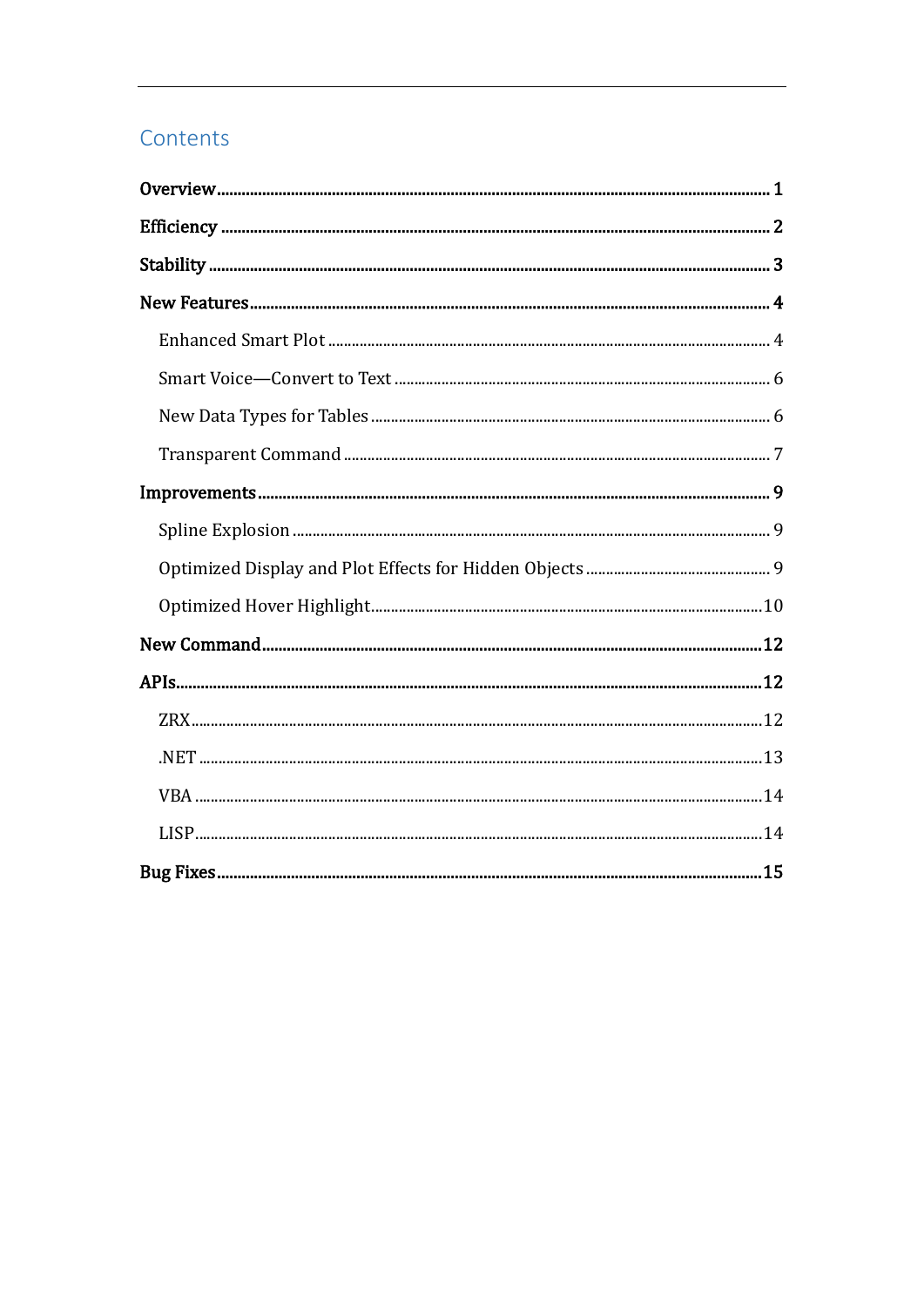# Contents

**Overview** ..... **1**

**Efficiency** ..... **2**

**Stability** ..... **3**

**New Features** ..... **4**

- Enhanced Smart Plot ..... 4
- Smart Voice—Convert to Text ..... 6
- New Data Types for Tables ..... 6
- Transparent Command ..... 7

**Improvements** ..... **9**

- Spline Explosion ..... 9
- Optimized Display and Plot Effects for Hidden Objects ..... 9
- Optimized Hover Highlight ..... 10

**New Command** ..... **12**

**APIs** ..... **12**

- ZRX ..... 12
- .NET ..... 13
- VBA ..... 14
- LISP ..... 14

**Bug Fixes** ..... **15**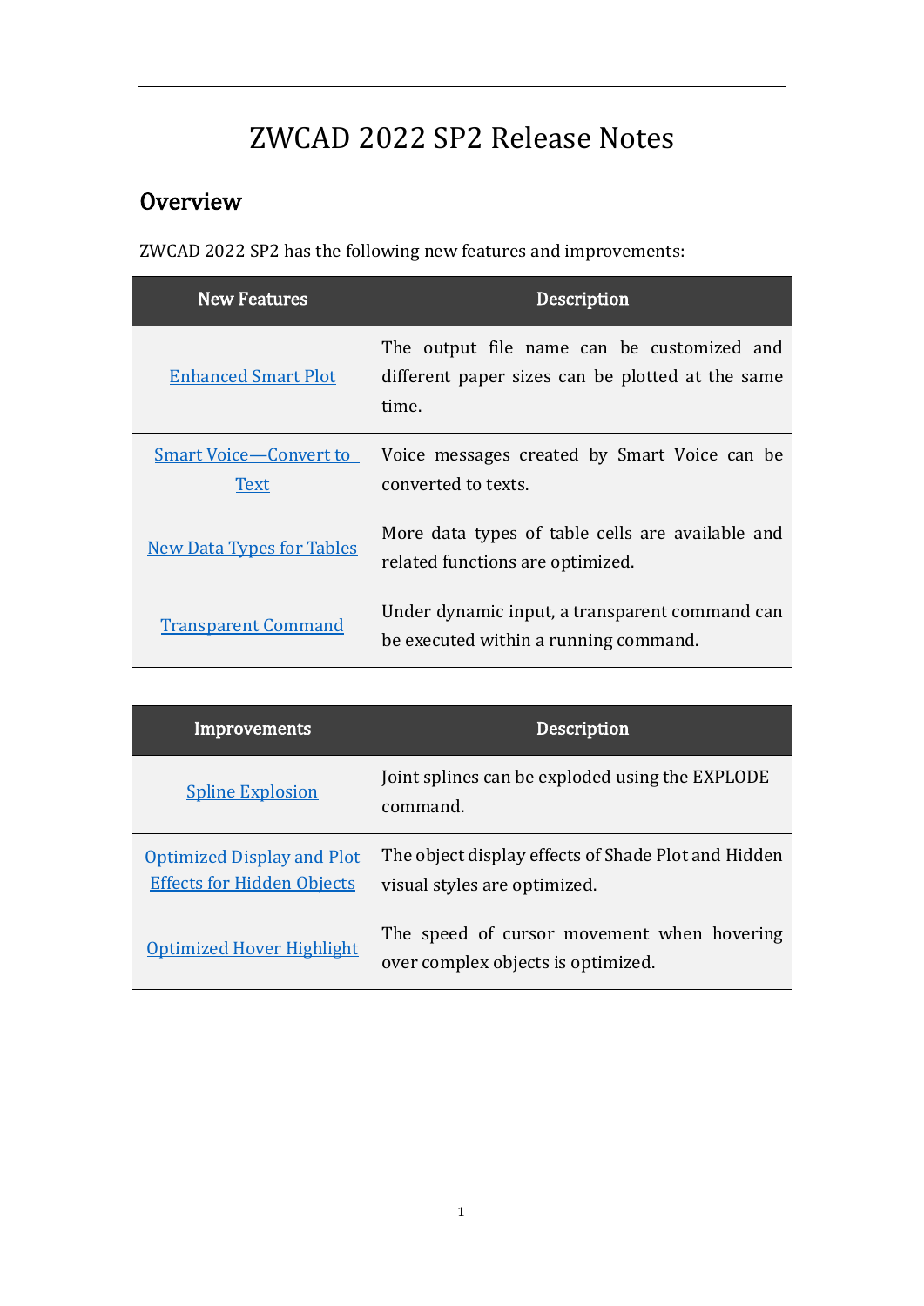# ZWCAD 2022 SP2 Release Notes

## Overview

ZWCAD 2022 SP2 has the following new features and improvements:

| New Features | Description |
|---|---|
| Enhanced Smart Plot | The output file name can be customized and different paper sizes can be plotted at the same time. |
| Smart Voice—Convert to Text | Voice messages created by Smart Voice can be converted to texts. |
| New Data Types for Tables | More data types of table cells are available and related functions are optimized. |
| Transparent Command | Under dynamic input, a transparent command can be executed within a running command. |

| Improvements | Description |
|---|---|
| Spline Explosion | Joint splines can be exploded using the EXPLODE command. |
| Optimized Display and Plot Effects for Hidden Objects | The object display effects of Shade Plot and Hidden visual styles are optimized. |
| Optimized Hover Highlight | The speed of cursor movement when hovering over complex objects is optimized. |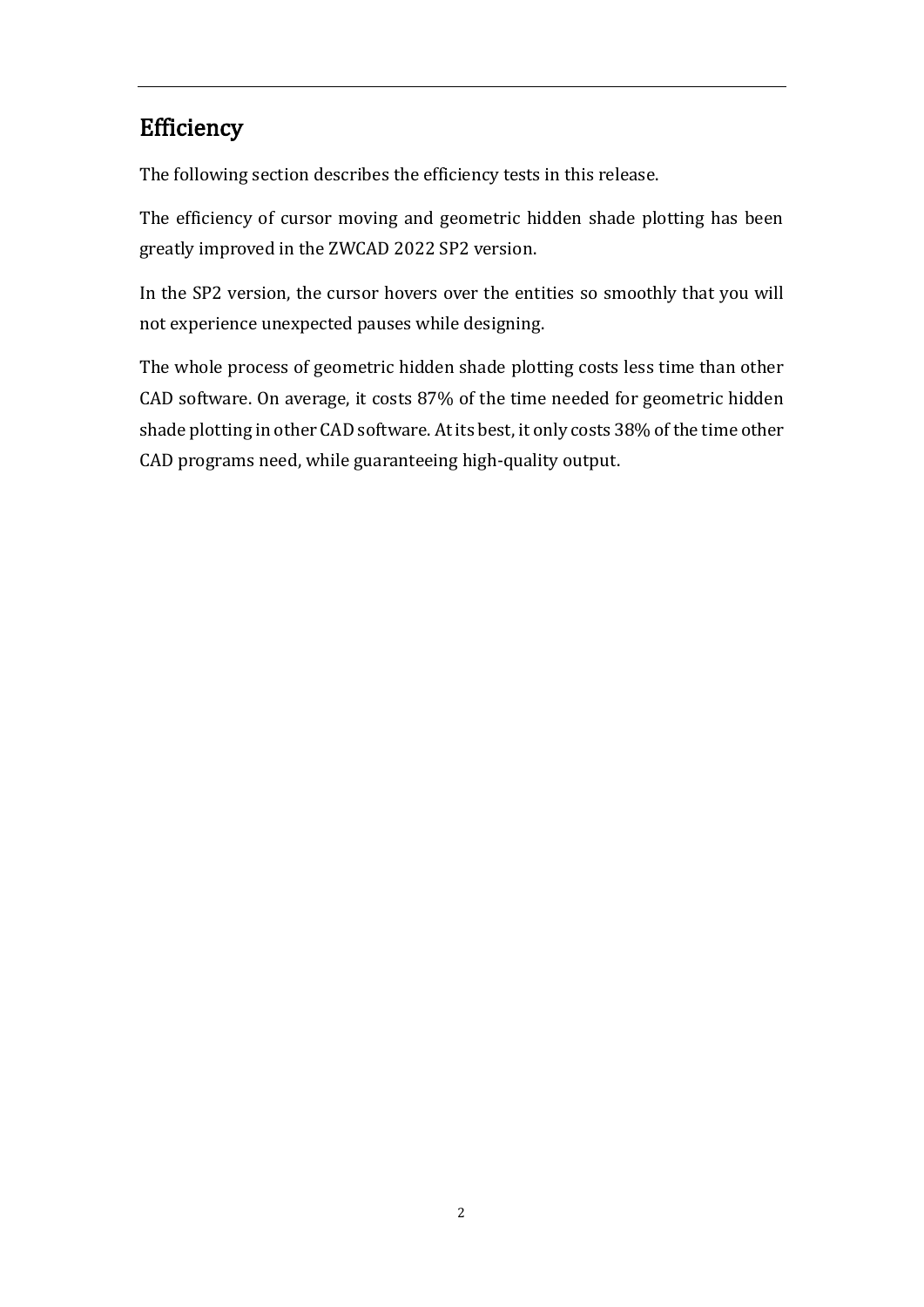## Efficiency

The following section describes the efficiency tests in this release.

The efficiency of cursor moving and geometric hidden shade plotting has been greatly improved in the ZWCAD 2022 SP2 version.

In the SP2 version, the cursor hovers over the entities so smoothly that you will not experience unexpected pauses while designing.

The whole process of geometric hidden shade plotting costs less time than other CAD software. On average, it costs 87% of the time needed for geometric hidden shade plotting in other CAD software. At its best, it only costs 38% of the time other CAD programs need, while guaranteeing high-quality output.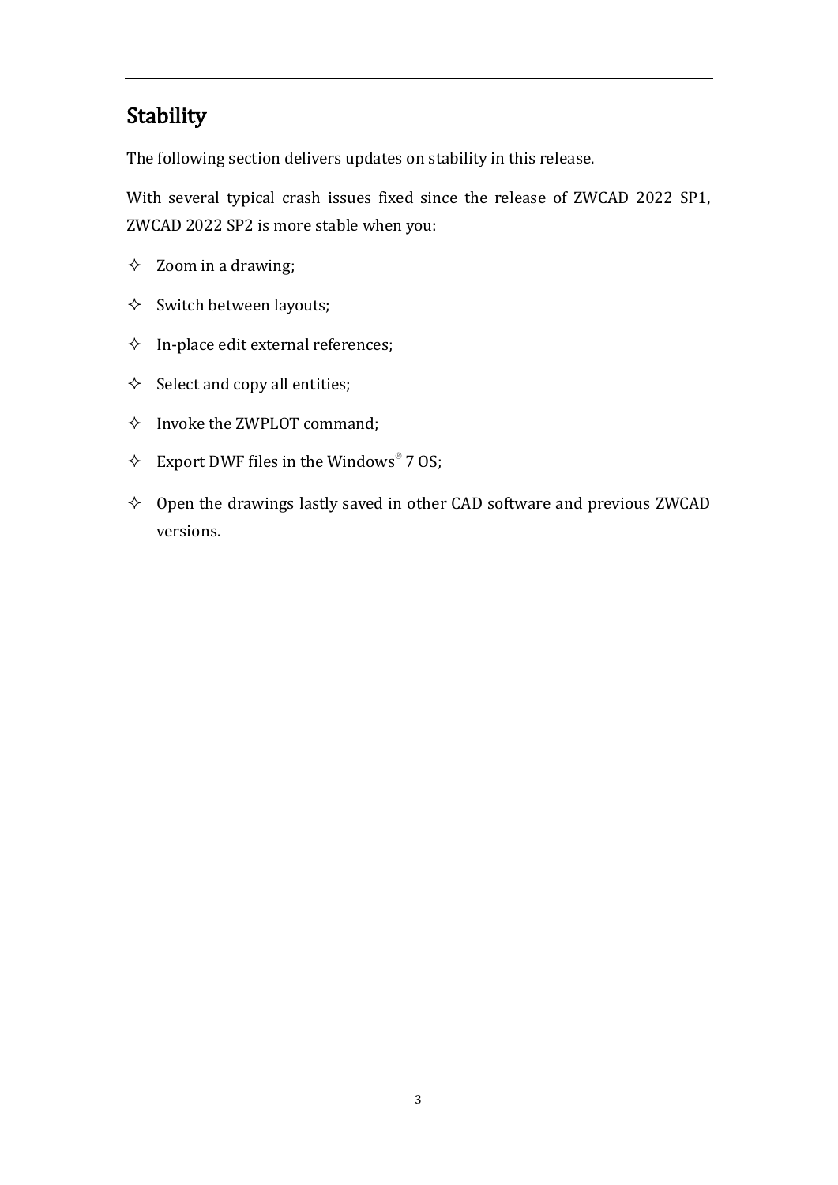## Stability

The following section delivers updates on stability in this release.

With several typical crash issues fixed since the release of ZWCAD 2022 SP1, ZWCAD 2022 SP2 is more stable when you:

- Zoom in a drawing;
- Switch between layouts;
- In-place edit external references;
- Select and copy all entities;
- Invoke the ZWPLOT command;
- Export DWF files in the Windows® 7 OS;
- Open the drawings lastly saved in other CAD software and previous ZWCAD versions.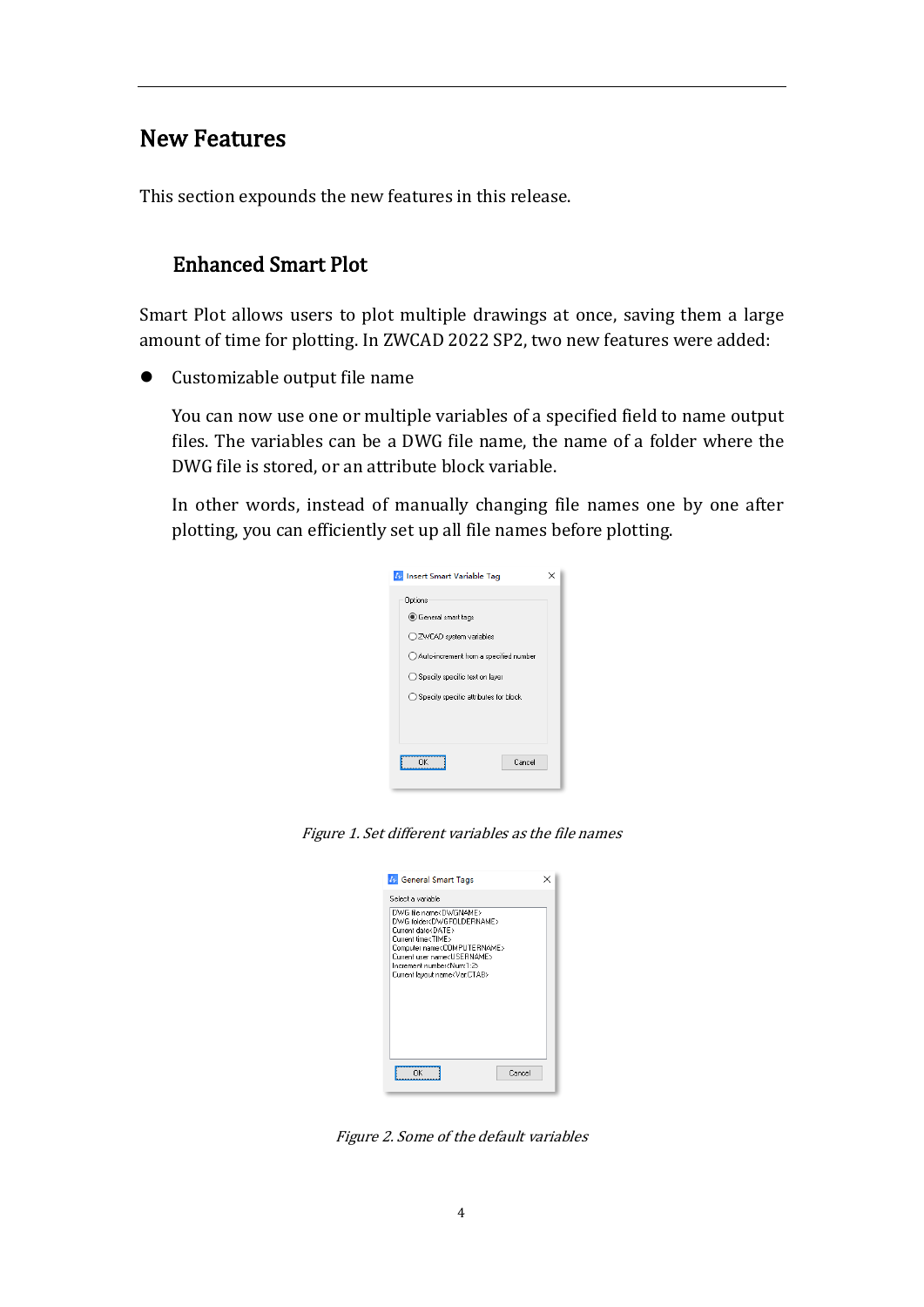# New Features

This section expounds the new features in this release.

## Enhanced Smart Plot

Smart Plot allows users to plot multiple drawings at once, saving them a large amount of time for plotting. In ZWCAD 2022 SP2, two new features were added:

- Customizable output file name

  You can now use one or multiple variables of a specified field to name output files. The variables can be a DWG file name, the name of a folder where the DWG file is stored, or an attribute block variable.

  In other words, instead of manually changing file names one by one after plotting, you can efficiently set up all file names before plotting.

*Figure 1. Set different variables as the file names*

*Figure 2. Some of the default variables*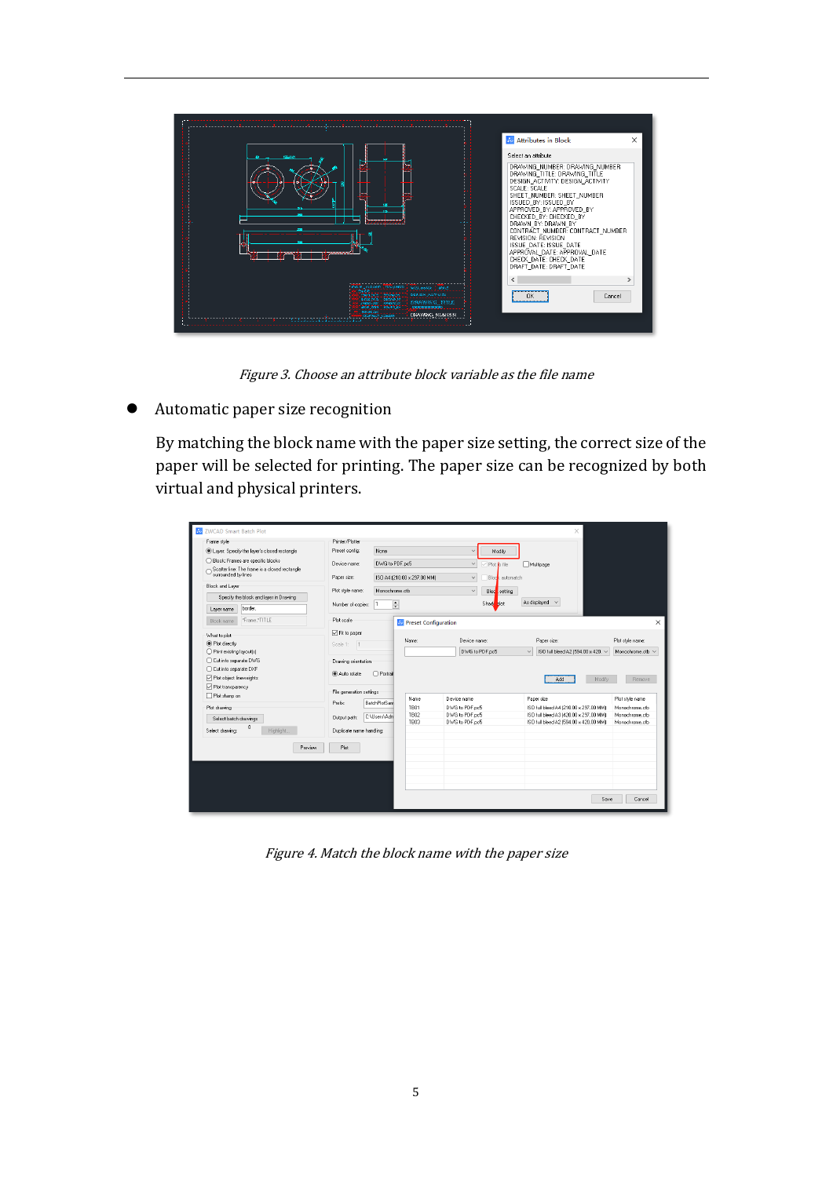*Figure 3. Choose an attribute block variable as the file name*

- Automatic paper size recognition

  By matching the block name with the paper size setting, the correct size of the paper will be selected for printing. The paper size can be recognized by both virtual and physical printers.

*Figure 4. Match the block name with the paper size*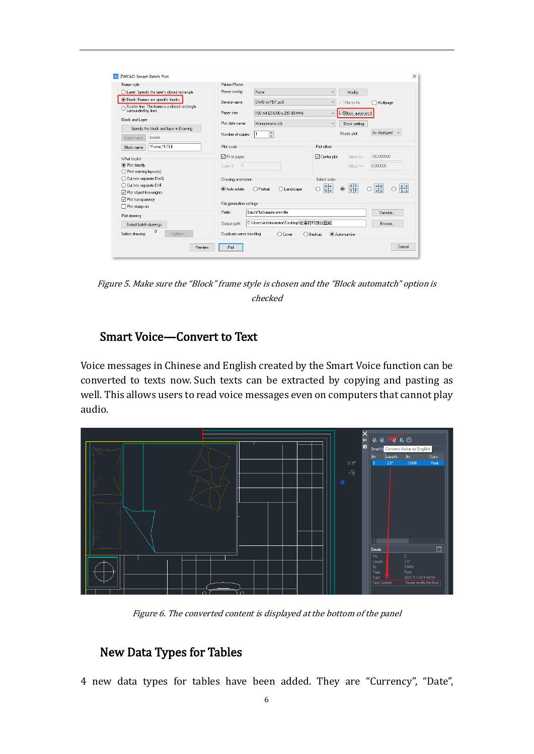*Figure 5. Make sure the "Block" frame style is chosen and the "Block automatch" option is checked*

## Smart Voice—Convert to Text

Voice messages in Chinese and English created by the Smart Voice function can be converted to texts now. Such texts can be extracted by copying and pasting as well. This allows users to read voice messages even on computers that cannot play audio.

*Figure 6. The converted content is displayed at the bottom of the panel*

## New Data Types for Tables

4 new data types for tables have been added. They are "Currency", "Date",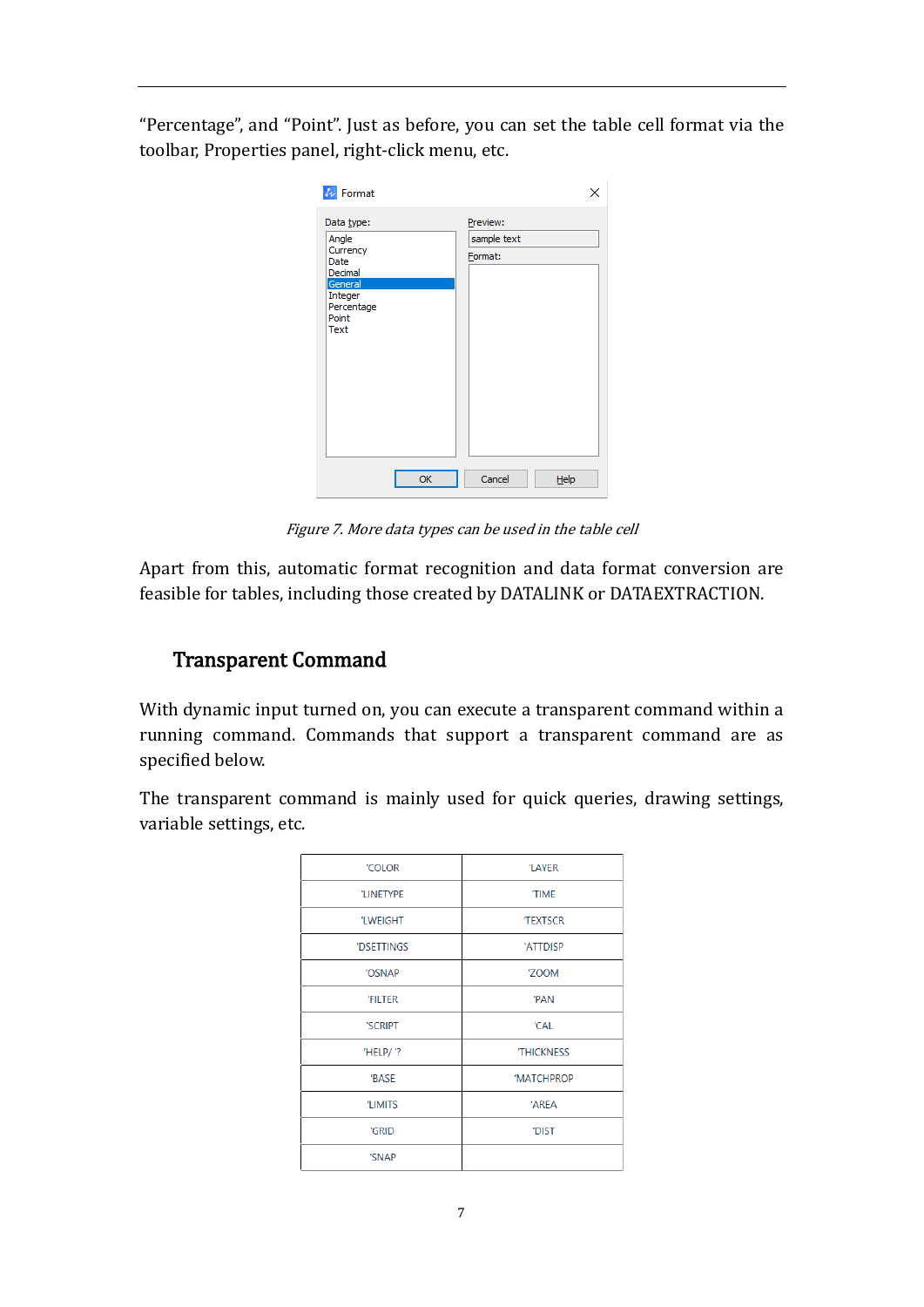"Percentage", and "Point". Just as before, you can set the table cell format via the toolbar, Properties panel, right-click menu, etc.

*Figure 7. More data types can be used in the table cell*

Apart from this, automatic format recognition and data format conversion are feasible for tables, including those created by DATALINK or DATAEXTRACTION.

## Transparent Command

With dynamic input turned on, you can execute a transparent command within a running command. Commands that support a transparent command are as specified below.

The transparent command is mainly used for quick queries, drawing settings, variable settings, etc.

| 'COLOR | 'LAYER |
|---|---|
| 'LINETYPE | 'TIME |
| 'LWEIGHT | 'TEXTSCR |
| 'DSETTINGS | 'ATTDISP |
| 'OSNAP | 'ZOOM |
| 'FILTER | 'PAN |
| 'SCRIPT | 'CAL |
| 'HELP/ '? | 'THICKNESS |
| 'BASE | 'MATCHPROP |
| 'LIMITS | 'AREA |
| 'GRID | 'DIST |
| 'SNAP | |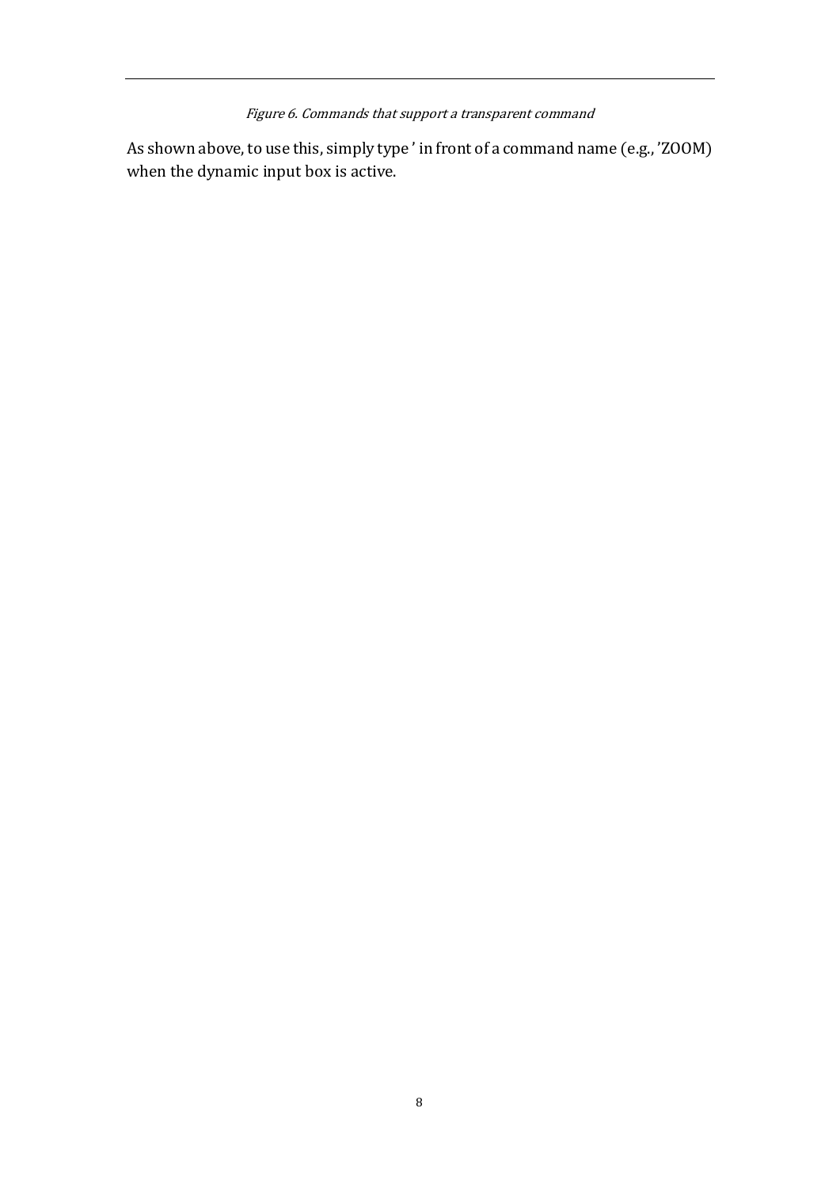*Figure 6. Commands that support a transparent command*

As shown above, to use this, simply type ' in front of a command name (e.g., 'ZOOM) when the dynamic input box is active.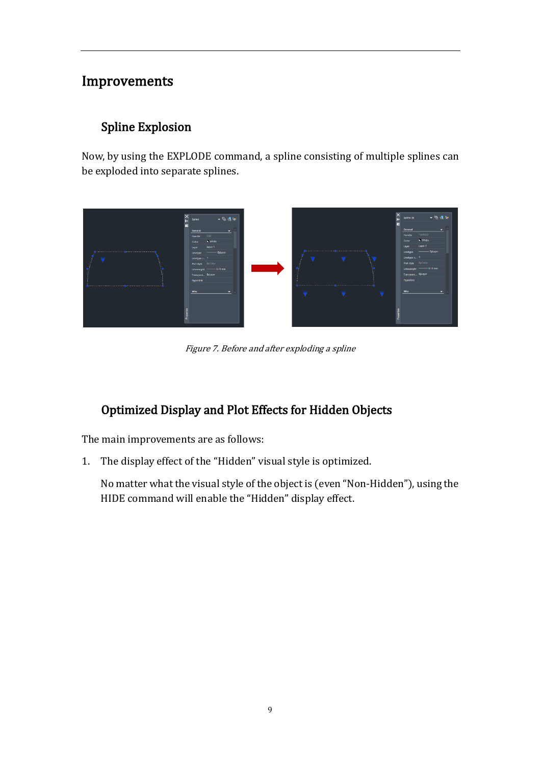# Improvements

## Spline Explosion

Now, by using the EXPLODE command, a spline consisting of multiple splines can be exploded into separate splines.

*Figure 7. Before and after exploding a spline*

## Optimized Display and Plot Effects for Hidden Objects

The main improvements are as follows:

1. The display effect of the “Hidden” visual style is optimized.

   No matter what the visual style of the object is (even “Non-Hidden”), using the HIDE command will enable the “Hidden” display effect.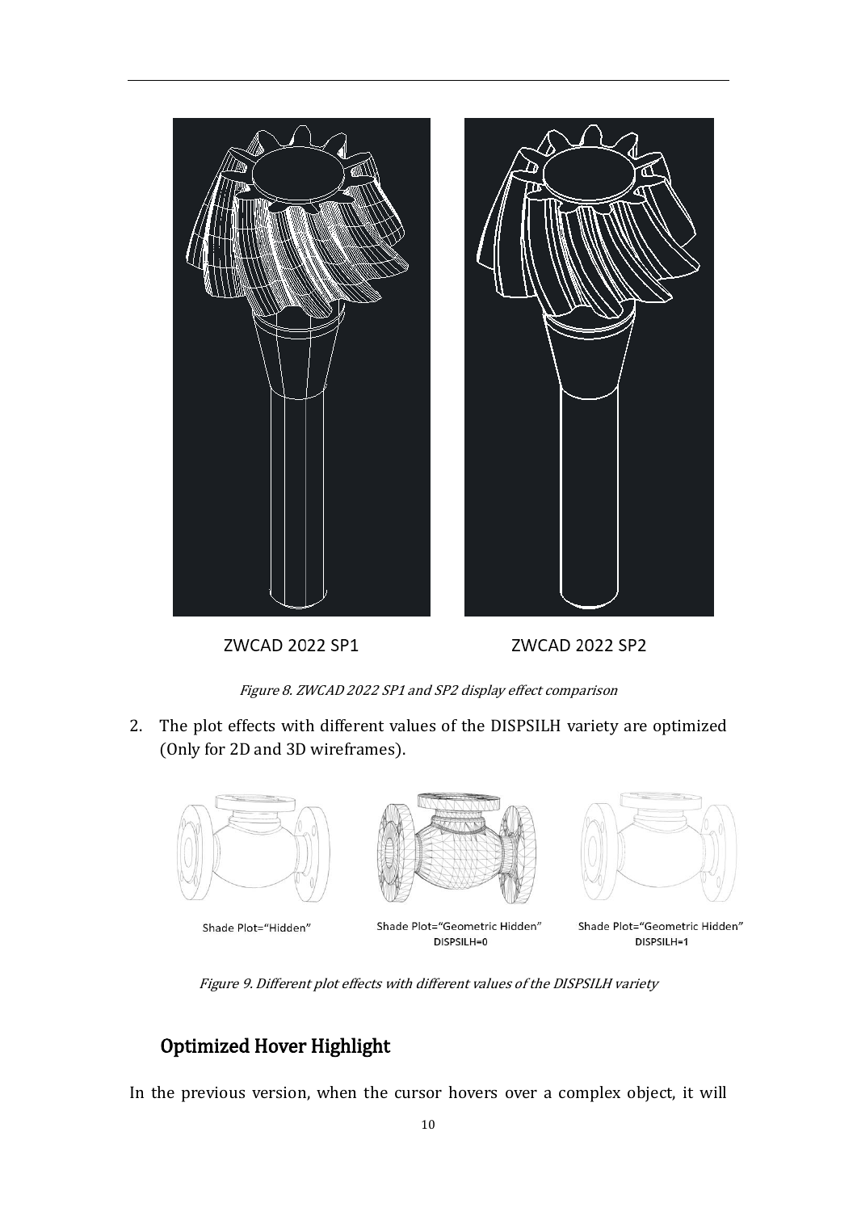ZWCAD 2022 SP1 ZWCAD 2022 SP2

*Figure 8. ZWCAD 2022 SP1 and SP2 display effect comparison*

2. The plot effects with different values of the DISPSILH variety are optimized (Only for 2D and 3D wireframes).

Shade Plot="Hidden" Shade Plot="Geometric Hidden" DISPSILH=0 Shade Plot="Geometric Hidden" DISPSILH=1

*Figure 9. Different plot effects with different values of the DISPSILH variety*

## Optimized Hover Highlight

In the previous version, when the cursor hovers over a complex object, it will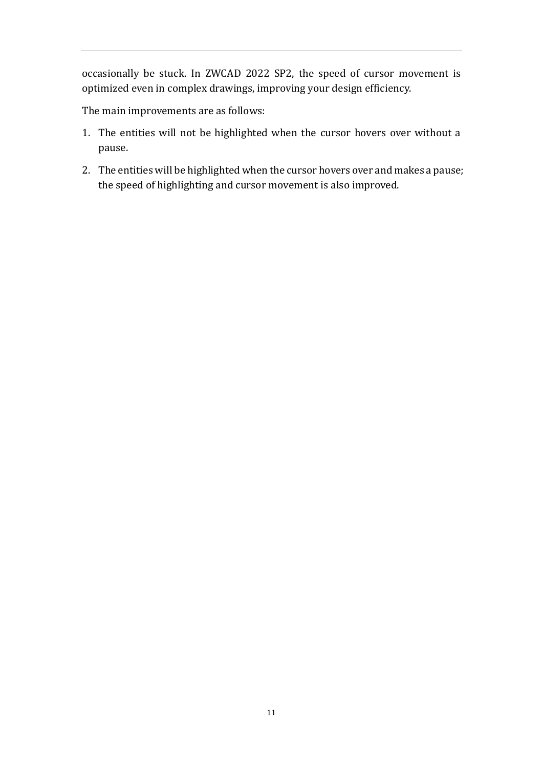occasionally be stuck. In ZWCAD 2022 SP2, the speed of cursor movement is optimized even in complex drawings, improving your design efficiency.

The main improvements are as follows:

1. The entities will not be highlighted when the cursor hovers over without a pause.
2. The entities will be highlighted when the cursor hovers over and makes a pause; the speed of highlighting and cursor movement is also improved.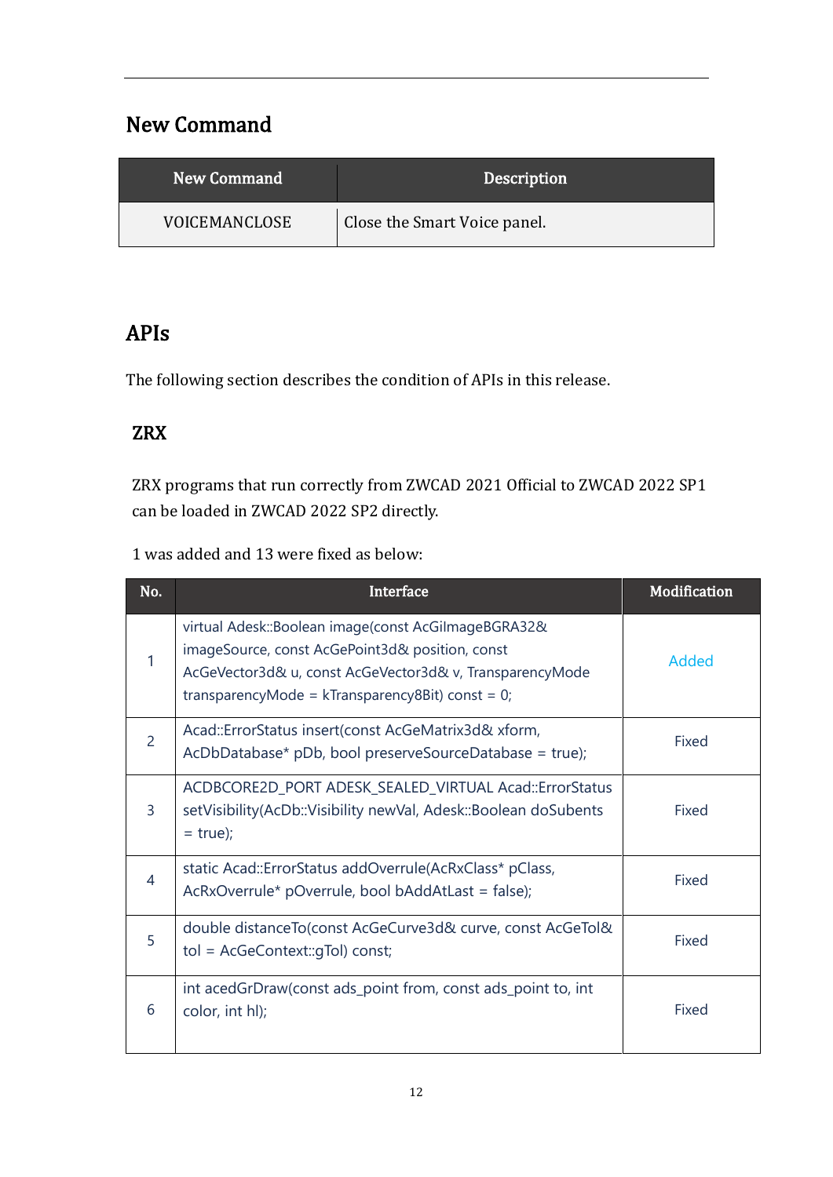## New Command

| New Command | Description |
| --- | --- |
| VOICEMANCLOSE | Close the Smart Voice panel. |

## APIs

The following section describes the condition of APIs in this release.

### ZRX

ZRX programs that run correctly from ZWCAD 2021 Official to ZWCAD 2022 SP1 can be loaded in ZWCAD 2022 SP2 directly.

1 was added and 13 were fixed as below:

| No. | Interface | Modification |
| --- | --- | --- |
| 1 | virtual Adesk::Boolean image(const AcGiImageBGRA32& imageSource, const AcGePoint3d& position, const AcGeVector3d& u, const AcGeVector3d& v, TransparencyMode transparencyMode = kTransparency8Bit) const = 0; | Added |
| 2 | Acad::ErrorStatus insert(const AcGeMatrix3d& xform, AcDbDatabase* pDb, bool preserveSourceDatabase = true); | Fixed |
| 3 | ACDBCORE2D_PORT ADESK_SEALED_VIRTUAL Acad::ErrorStatus setVisibility(AcDb::Visibility newVal, Adesk::Boolean doSubents = true); | Fixed |
| 4 | static Acad::ErrorStatus addOverrule(AcRxClass* pClass, AcRxOverrule* pOverrule, bool bAddAtLast = false); | Fixed |
| 5 | double distanceTo(const AcGeCurve3d& curve, const AcGeTol& tol = AcGeContext::gTol) const; | Fixed |
| 6 | int acedGrDraw(const ads_point from, const ads_point to, int color, int hl); | Fixed |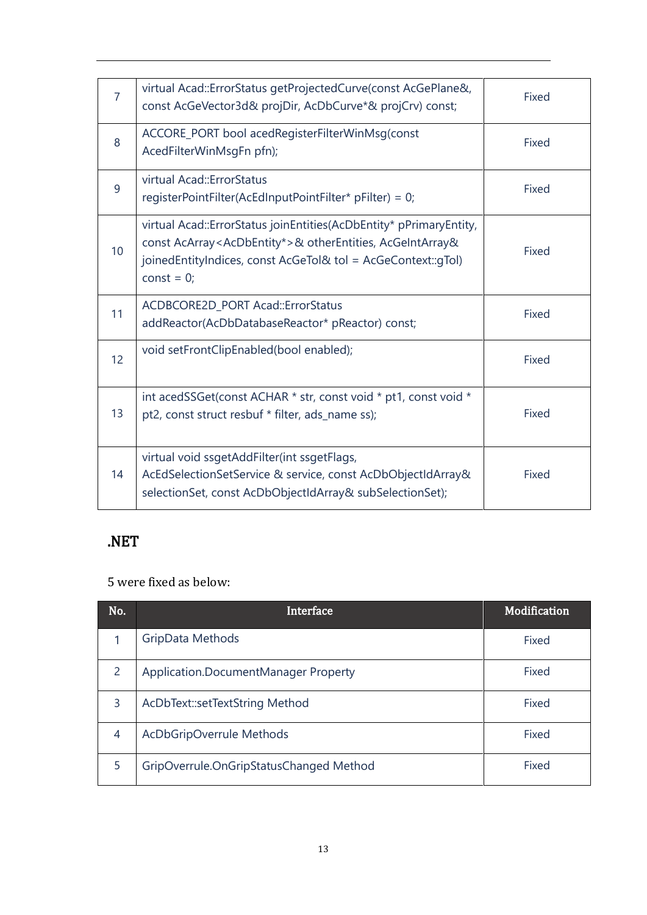| 7 | virtual Acad::ErrorStatus getProjectedCurve(const AcGePlane&, const AcGeVector3d& projDir, AcDbCurve*& projCrv) const; | Fixed |
|---|---|---|
| 8 | ACCORE_PORT bool acedRegisterFilterWinMsg(const AcedFilterWinMsgFn pfn); | Fixed |
| 9 | virtual Acad::ErrorStatus registerPointFilter(AcEdInputPointFilter* pFilter) = 0; | Fixed |
| 10 | virtual Acad::ErrorStatus joinEntities(AcDbEntity* pPrimaryEntity, const AcArray<AcDbEntity*>& otherEntities, AcGeIntArray& joinedEntityIndices, const AcGeTol& tol = AcGeContext::gTol) const = 0; | Fixed |
| 11 | ACDBCORE2D_PORT Acad::ErrorStatus addReactor(AcDbDatabaseReactor* pReactor) const; | Fixed |
| 12 | void setFrontClipEnabled(bool enabled); | Fixed |
| 13 | int acedSSGet(const ACHAR * str, const void * pt1, const void * pt2, const struct resbuf * filter, ads_name ss); | Fixed |
| 14 | virtual void ssgetAddFilter(int ssgetFlags, AcEdSelectionSetService & service, const AcDbObjectIdArray& selectionSet, const AcDbObjectIdArray& subSelectionSet); | Fixed |

## .NET

5 were fixed as below:

| No. | Interface | Modification |
|---|---|---|
| 1 | GripData Methods | Fixed |
| 2 | Application.DocumentManager Property | Fixed |
| 3 | AcDbText::setTextString Method | Fixed |
| 4 | AcDbGripOverrule Methods | Fixed |
| 5 | GripOverrule.OnGripStatusChanged Method | Fixed |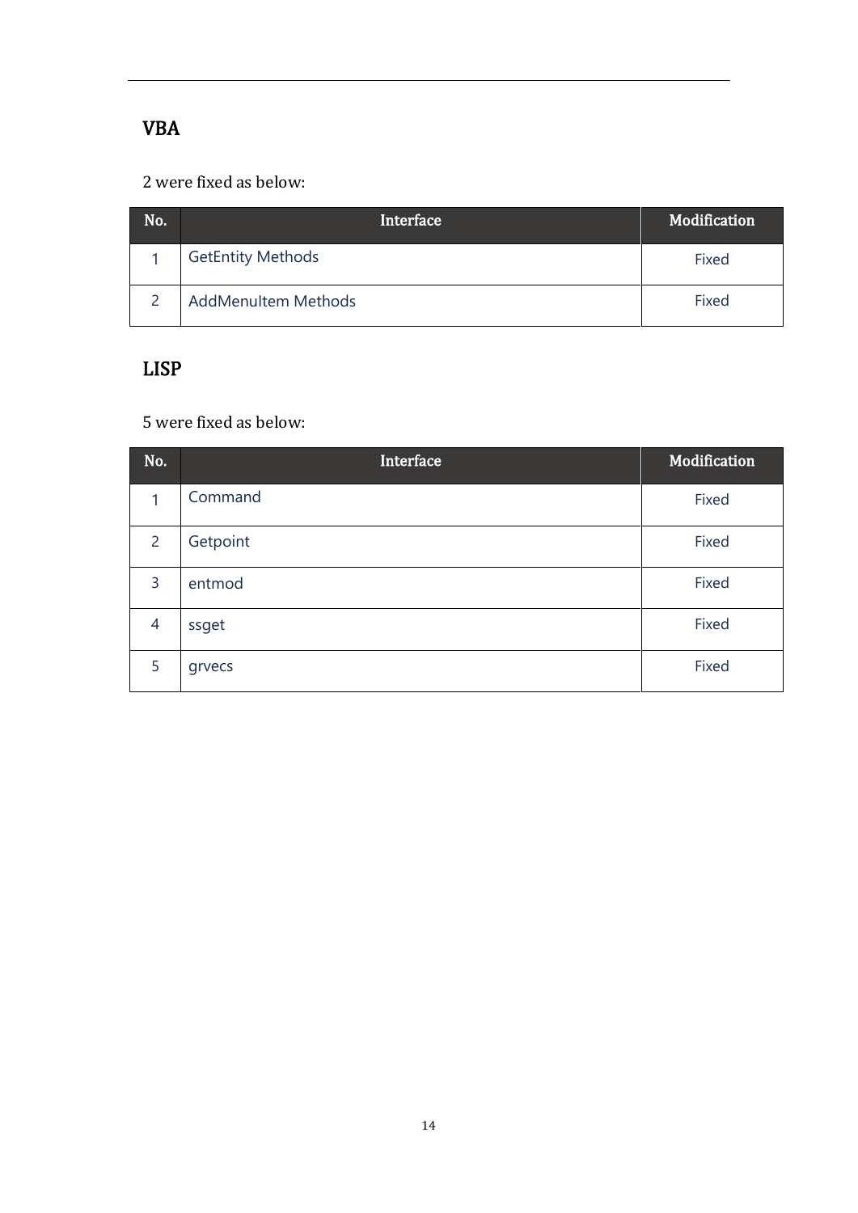## VBA

2 were fixed as below:

| No. | Interface | Modification |
|---|---|---|
| 1 | GetEntity Methods | Fixed |
| 2 | AddMenuItem Methods | Fixed |

## LISP

5 were fixed as below:

| No. | Interface | Modification |
|---|---|---|
| 1 | Command | Fixed |
| 2 | Getpoint | Fixed |
| 3 | entmod | Fixed |
| 4 | ssget | Fixed |
| 5 | grvecs | Fixed |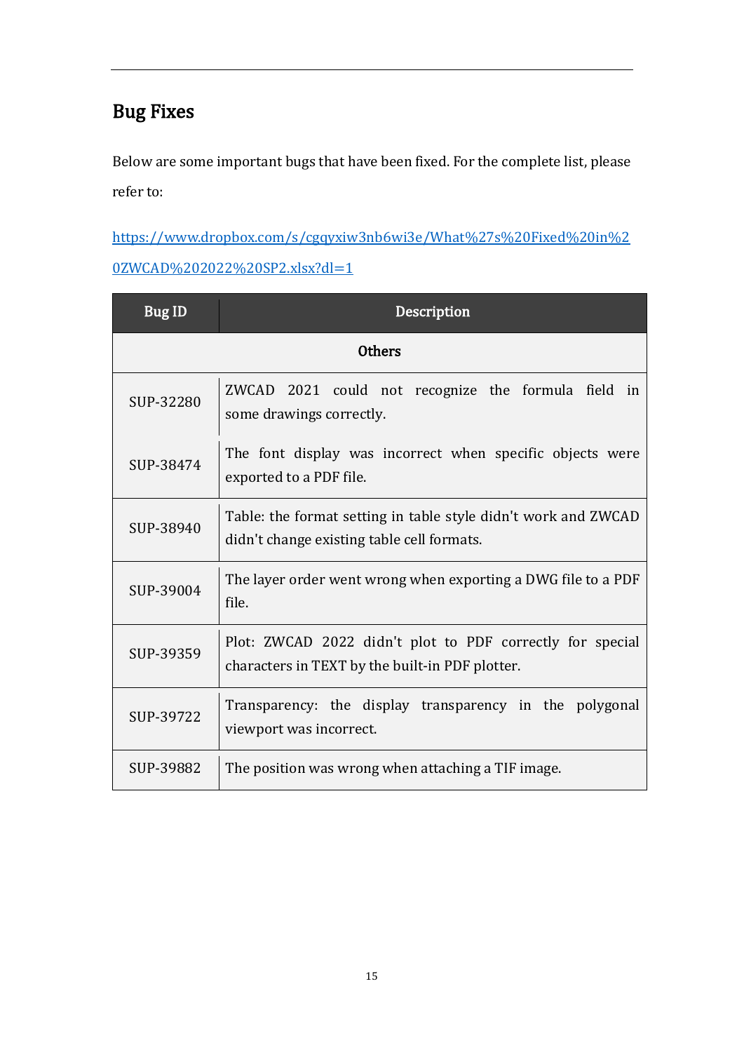## Bug Fixes

Below are some important bugs that have been fixed. For the complete list, please refer to:

https://www.dropbox.com/s/cgqyxiw3nb6wi3e/What%27s%20Fixed%20in%20ZWCAD%202022%20SP2.xlsx?dl=1

| Bug ID | Description |
|---|---|
| **Others** | |
| SUP-32280 | ZWCAD 2021 could not recognize the formula field in some drawings correctly. |
| SUP-38474 | The font display was incorrect when specific objects were exported to a PDF file. |
| SUP-38940 | Table: the format setting in table style didn't work and ZWCAD didn't change existing table cell formats. |
| SUP-39004 | The layer order went wrong when exporting a DWG file to a PDF file. |
| SUP-39359 | Plot: ZWCAD 2022 didn't plot to PDF correctly for special characters in TEXT by the built-in PDF plotter. |
| SUP-39722 | Transparency: the display transparency in the polygonal viewport was incorrect. |
| SUP-39882 | The position was wrong when attaching a TIF image. |